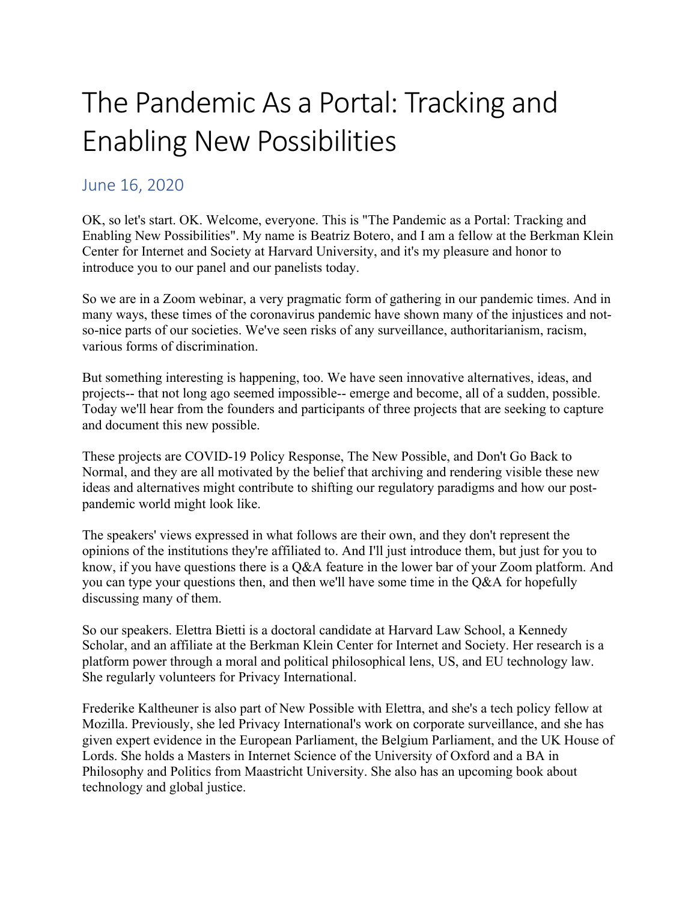# The Pandemic As a Portal: Tracking and Enabling New Possibilities

## June 16, 2020

OK, so let's start. OK. Welcome, everyone. This is "The Pandemic as a Portal: Tracking and Enabling New Possibilities". My name is Beatriz Botero, and I am a fellow at the Berkman Klein Center for Internet and Society at Harvard University, and it's my pleasure and honor to introduce you to our panel and our panelists today.

So we are in a Zoom webinar, a very pragmatic form of gathering in our pandemic times. And in many ways, these times of the coronavirus pandemic have shown many of the injustices and not-so-nice parts of our societies. We've seen risks of any surveillance, authoritarianism, racism, various forms of discrimination.

But something interesting is happening, too. We have seen innovative alternatives, ideas, and projects-- that not long ago seemed impossible-- emerge and become, all of a sudden, possible. Today we'll hear from the founders and participants of three projects that are seeking to capture and document this new possible.

These projects are COVID-19 Policy Response, The New Possible, and Don't Go Back to Normal, and they are all motivated by the belief that archiving and rendering visible these new ideas and alternatives might contribute to shifting our regulatory paradigms and how our post-pandemic world might look like.

The speakers' views expressed in what follows are their own, and they don't represent the opinions of the institutions they're affiliated to. And I'll just introduce them, but just for you to know, if you have questions there is a Q&A feature in the lower bar of your Zoom platform. And you can type your questions then, and then we'll have some time in the Q&A for hopefully discussing many of them.

So our speakers. Elettra Bietti is a doctoral candidate at Harvard Law School, a Kennedy Scholar, and an affiliate at the Berkman Klein Center for Internet and Society. Her research is a platform power through a moral and political philosophical lens, US, and EU technology law. She regularly volunteers for Privacy International.

Frederike Kaltheuner is also part of New Possible with Elettra, and she's a tech policy fellow at Mozilla. Previously, she led Privacy International's work on corporate surveillance, and she has given expert evidence in the European Parliament, the Belgium Parliament, and the UK House of Lords. She holds a Masters in Internet Science of the University of Oxford and a BA in Philosophy and Politics from Maastricht University. She also has an upcoming book about technology and global justice.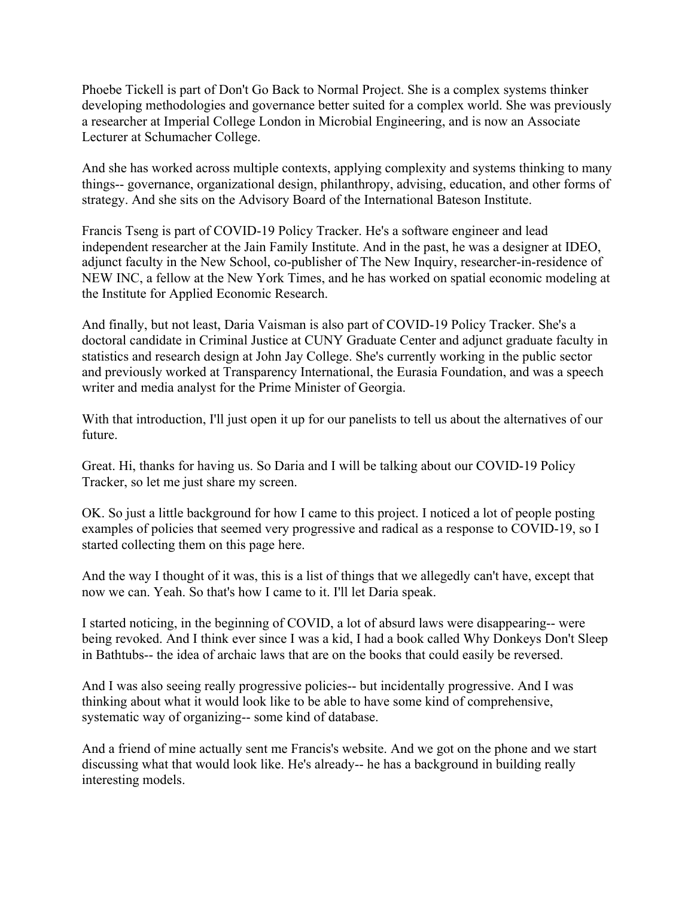Phoebe Tickell is part of Don't Go Back to Normal Project. She is a complex systems thinker developing methodologies and governance better suited for a complex world. She was previously a researcher at Imperial College London in Microbial Engineering, and is now an Associate Lecturer at Schumacher College.

And she has worked across multiple contexts, applying complexity and systems thinking to many things-- governance, organizational design, philanthropy, advising, education, and other forms of strategy. And she sits on the Advisory Board of the International Bateson Institute.

Francis Tseng is part of COVID-19 Policy Tracker. He's a software engineer and lead independent researcher at the Jain Family Institute. And in the past, he was a designer at IDEO, adjunct faculty in the New School, co-publisher of The New Inquiry, researcher-in-residence of NEW INC, a fellow at the New York Times, and he has worked on spatial economic modeling at the Institute for Applied Economic Research.

And finally, but not least, Daria Vaisman is also part of COVID-19 Policy Tracker. She's a doctoral candidate in Criminal Justice at CUNY Graduate Center and adjunct graduate faculty in statistics and research design at John Jay College. She's currently working in the public sector and previously worked at Transparency International, the Eurasia Foundation, and was a speech writer and media analyst for the Prime Minister of Georgia.

With that introduction, I'll just open it up for our panelists to tell us about the alternatives of our future.

Great. Hi, thanks for having us. So Daria and I will be talking about our COVID-19 Policy Tracker, so let me just share my screen.

OK. So just a little background for how I came to this project. I noticed a lot of people posting examples of policies that seemed very progressive and radical as a response to COVID-19, so I started collecting them on this page here.

And the way I thought of it was, this is a list of things that we allegedly can't have, except that now we can. Yeah. So that's how I came to it. I'll let Daria speak.

I started noticing, in the beginning of COVID, a lot of absurd laws were disappearing-- were being revoked. And I think ever since I was a kid, I had a book called Why Donkeys Don't Sleep in Bathtubs-- the idea of archaic laws that are on the books that could easily be reversed.

And I was also seeing really progressive policies-- but incidentally progressive. And I was thinking about what it would look like to be able to have some kind of comprehensive, systematic way of organizing-- some kind of database.

And a friend of mine actually sent me Francis's website. And we got on the phone and we start discussing what that would look like. He's already-- he has a background in building really interesting models.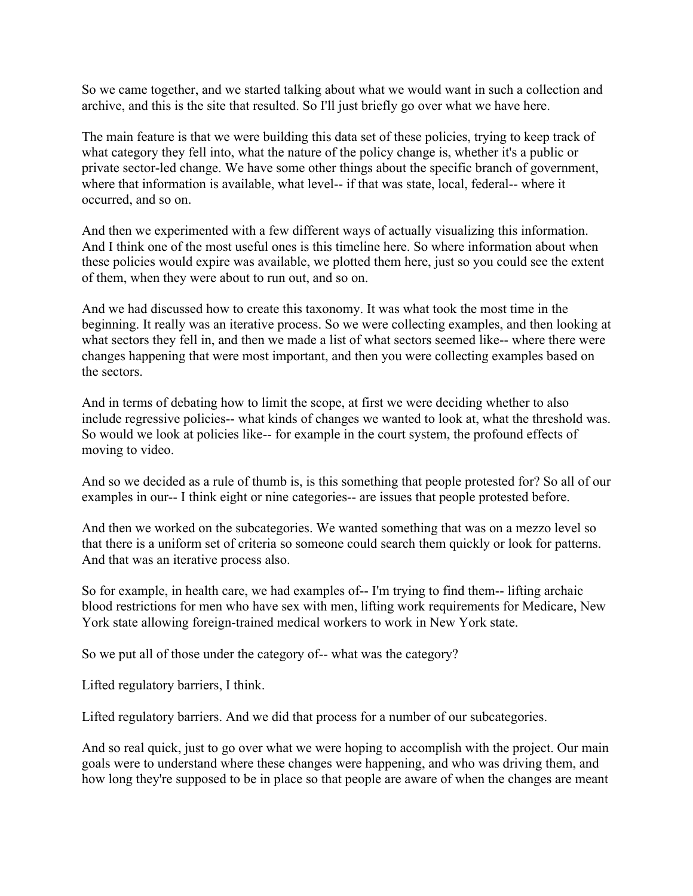So we came together, and we started talking about what we would want in such a collection and archive, and this is the site that resulted. So I'll just briefly go over what we have here.

The main feature is that we were building this data set of these policies, trying to keep track of what category they fell into, what the nature of the policy change is, whether it's a public or private sector-led change. We have some other things about the specific branch of government, where that information is available, what level-- if that was state, local, federal-- where it occurred, and so on.

And then we experimented with a few different ways of actually visualizing this information. And I think one of the most useful ones is this timeline here. So where information about when these policies would expire was available, we plotted them here, just so you could see the extent of them, when they were about to run out, and so on.

And we had discussed how to create this taxonomy. It was what took the most time in the beginning. It really was an iterative process. So we were collecting examples, and then looking at what sectors they fell in, and then we made a list of what sectors seemed like-- where there were changes happening that were most important, and then you were collecting examples based on the sectors.

And in terms of debating how to limit the scope, at first we were deciding whether to also include regressive policies-- what kinds of changes we wanted to look at, what the threshold was. So would we look at policies like-- for example in the court system, the profound effects of moving to video.

And so we decided as a rule of thumb is, is this something that people protested for? So all of our examples in our-- I think eight or nine categories-- are issues that people protested before.

And then we worked on the subcategories. We wanted something that was on a mezzo level so that there is a uniform set of criteria so someone could search them quickly or look for patterns. And that was an iterative process also.

So for example, in health care, we had examples of-- I'm trying to find them-- lifting archaic blood restrictions for men who have sex with men, lifting work requirements for Medicare, New York state allowing foreign-trained medical workers to work in New York state.

So we put all of those under the category of-- what was the category?

Lifted regulatory barriers, I think.

Lifted regulatory barriers. And we did that process for a number of our subcategories.

And so real quick, just to go over what we were hoping to accomplish with the project. Our main goals were to understand where these changes were happening, and who was driving them, and how long they're supposed to be in place so that people are aware of when the changes are meant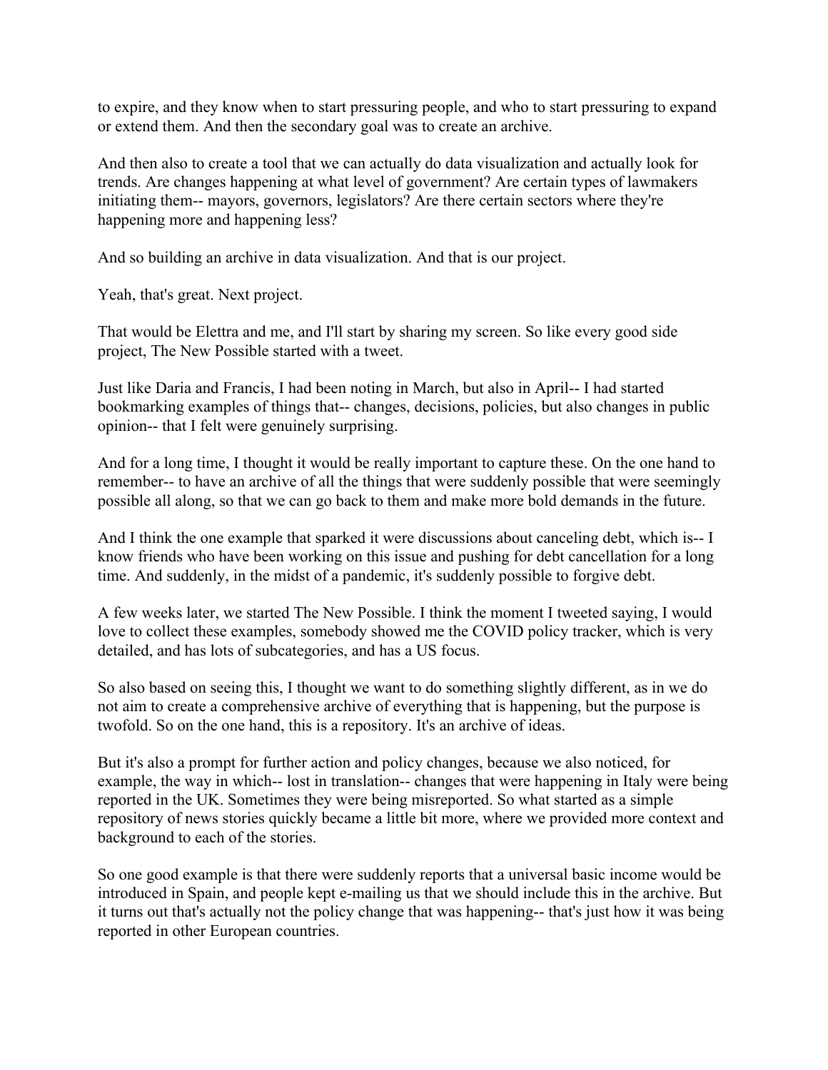to expire, and they know when to start pressuring people, and who to start pressuring to expand or extend them. And then the secondary goal was to create an archive.

And then also to create a tool that we can actually do data visualization and actually look for trends. Are changes happening at what level of government? Are certain types of lawmakers initiating them-- mayors, governors, legislators? Are there certain sectors where they're happening more and happening less?

And so building an archive in data visualization. And that is our project.

Yeah, that's great. Next project.

That would be Elettra and me, and I'll start by sharing my screen. So like every good side project, The New Possible started with a tweet.

Just like Daria and Francis, I had been noting in March, but also in April-- I had started bookmarking examples of things that-- changes, decisions, policies, but also changes in public opinion-- that I felt were genuinely surprising.

And for a long time, I thought it would be really important to capture these. On the one hand to remember-- to have an archive of all the things that were suddenly possible that were seemingly possible all along, so that we can go back to them and make more bold demands in the future.

And I think the one example that sparked it were discussions about canceling debt, which is-- I know friends who have been working on this issue and pushing for debt cancellation for a long time. And suddenly, in the midst of a pandemic, it's suddenly possible to forgive debt.

A few weeks later, we started The New Possible. I think the moment I tweeted saying, I would love to collect these examples, somebody showed me the COVID policy tracker, which is very detailed, and has lots of subcategories, and has a US focus.

So also based on seeing this, I thought we want to do something slightly different, as in we do not aim to create a comprehensive archive of everything that is happening, but the purpose is twofold. So on the one hand, this is a repository. It's an archive of ideas.

But it's also a prompt for further action and policy changes, because we also noticed, for example, the way in which-- lost in translation-- changes that were happening in Italy were being reported in the UK. Sometimes they were being misreported. So what started as a simple repository of news stories quickly became a little bit more, where we provided more context and background to each of the stories.

So one good example is that there were suddenly reports that a universal basic income would be introduced in Spain, and people kept e-mailing us that we should include this in the archive. But it turns out that's actually not the policy change that was happening-- that's just how it was being reported in other European countries.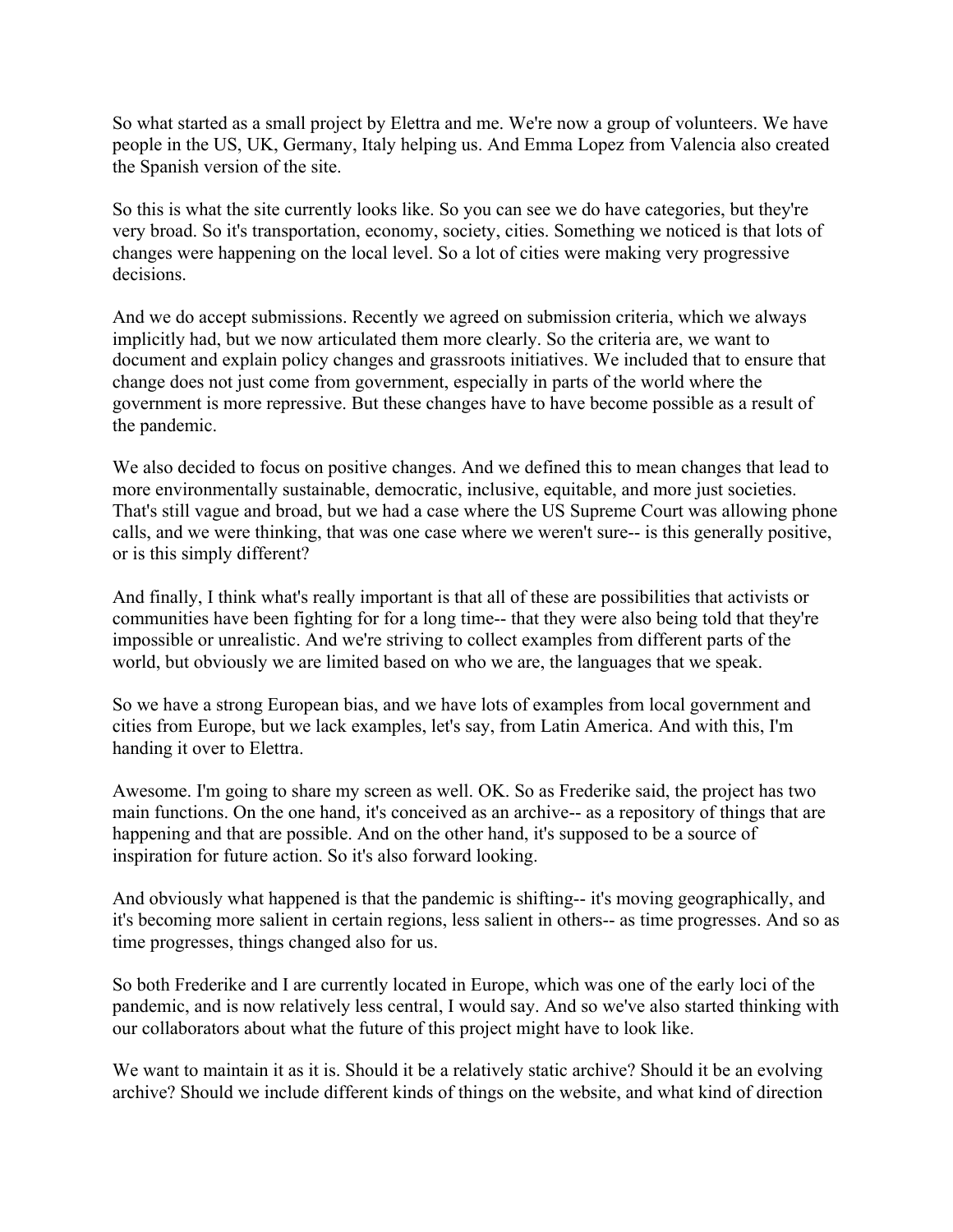So what started as a small project by Elettra and me. We're now a group of volunteers. We have people in the US, UK, Germany, Italy helping us. And Emma Lopez from Valencia also created the Spanish version of the site.

So this is what the site currently looks like. So you can see we do have categories, but they're very broad. So it's transportation, economy, society, cities. Something we noticed is that lots of changes were happening on the local level. So a lot of cities were making very progressive decisions.

And we do accept submissions. Recently we agreed on submission criteria, which we always implicitly had, but we now articulated them more clearly. So the criteria are, we want to document and explain policy changes and grassroots initiatives. We included that to ensure that change does not just come from government, especially in parts of the world where the government is more repressive. But these changes have to have become possible as a result of the pandemic.

We also decided to focus on positive changes. And we defined this to mean changes that lead to more environmentally sustainable, democratic, inclusive, equitable, and more just societies. That's still vague and broad, but we had a case where the US Supreme Court was allowing phone calls, and we were thinking, that was one case where we weren't sure-- is this generally positive, or is this simply different?

And finally, I think what's really important is that all of these are possibilities that activists or communities have been fighting for for a long time-- that they were also being told that they're impossible or unrealistic. And we're striving to collect examples from different parts of the world, but obviously we are limited based on who we are, the languages that we speak.

So we have a strong European bias, and we have lots of examples from local government and cities from Europe, but we lack examples, let's say, from Latin America. And with this, I'm handing it over to Elettra.

Awesome. I'm going to share my screen as well. OK. So as Frederike said, the project has two main functions. On the one hand, it's conceived as an archive-- as a repository of things that are happening and that are possible. And on the other hand, it's supposed to be a source of inspiration for future action. So it's also forward looking.

And obviously what happened is that the pandemic is shifting-- it's moving geographically, and it's becoming more salient in certain regions, less salient in others-- as time progresses. And so as time progresses, things changed also for us.

So both Frederike and I are currently located in Europe, which was one of the early loci of the pandemic, and is now relatively less central, I would say. And so we've also started thinking with our collaborators about what the future of this project might have to look like.

We want to maintain it as it is. Should it be a relatively static archive? Should it be an evolving archive? Should we include different kinds of things on the website, and what kind of direction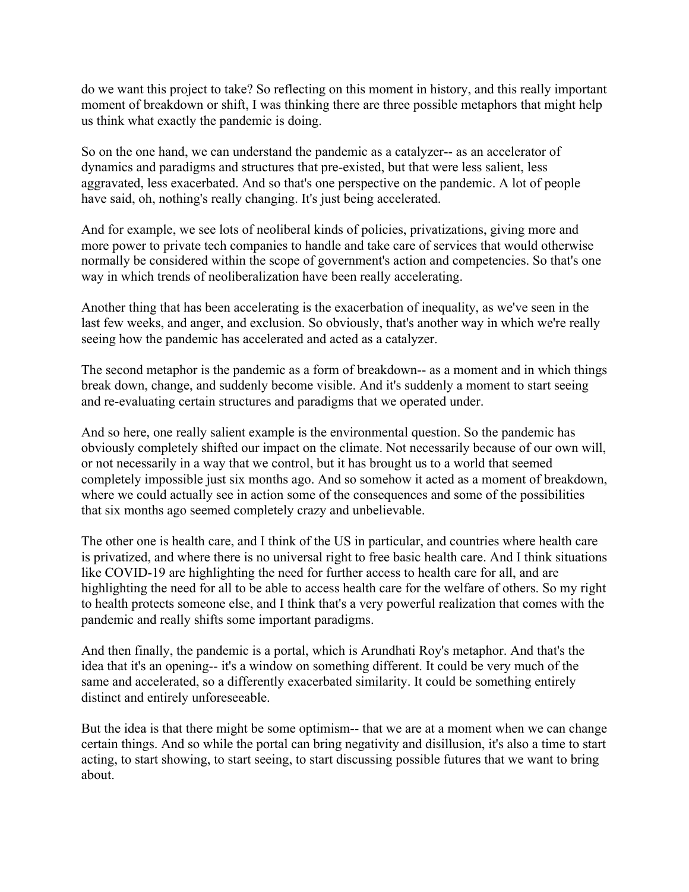do we want this project to take? So reflecting on this moment in history, and this really important moment of breakdown or shift, I was thinking there are three possible metaphors that might help us think what exactly the pandemic is doing.

So on the one hand, we can understand the pandemic as a catalyzer-- as an accelerator of dynamics and paradigms and structures that pre-existed, but that were less salient, less aggravated, less exacerbated. And so that's one perspective on the pandemic. A lot of people have said, oh, nothing's really changing. It's just being accelerated.

And for example, we see lots of neoliberal kinds of policies, privatizations, giving more and more power to private tech companies to handle and take care of services that would otherwise normally be considered within the scope of government's action and competencies. So that's one way in which trends of neoliberalization have been really accelerating.

Another thing that has been accelerating is the exacerbation of inequality, as we've seen in the last few weeks, and anger, and exclusion. So obviously, that's another way in which we're really seeing how the pandemic has accelerated and acted as a catalyzer.

The second metaphor is the pandemic as a form of breakdown-- as a moment and in which things break down, change, and suddenly become visible. And it's suddenly a moment to start seeing and re-evaluating certain structures and paradigms that we operated under.

And so here, one really salient example is the environmental question. So the pandemic has obviously completely shifted our impact on the climate. Not necessarily because of our own will, or not necessarily in a way that we control, but it has brought us to a world that seemed completely impossible just six months ago. And so somehow it acted as a moment of breakdown, where we could actually see in action some of the consequences and some of the possibilities that six months ago seemed completely crazy and unbelievable.

The other one is health care, and I think of the US in particular, and countries where health care is privatized, and where there is no universal right to free basic health care. And I think situations like COVID-19 are highlighting the need for further access to health care for all, and are highlighting the need for all to be able to access health care for the welfare of others. So my right to health protects someone else, and I think that's a very powerful realization that comes with the pandemic and really shifts some important paradigms.

And then finally, the pandemic is a portal, which is Arundhati Roy's metaphor. And that's the idea that it's an opening-- it's a window on something different. It could be very much of the same and accelerated, so a differently exacerbated similarity. It could be something entirely distinct and entirely unforeseeable.

But the idea is that there might be some optimism-- that we are at a moment when we can change certain things. And so while the portal can bring negativity and disillusion, it's also a time to start acting, to start showing, to start seeing, to start discussing possible futures that we want to bring about.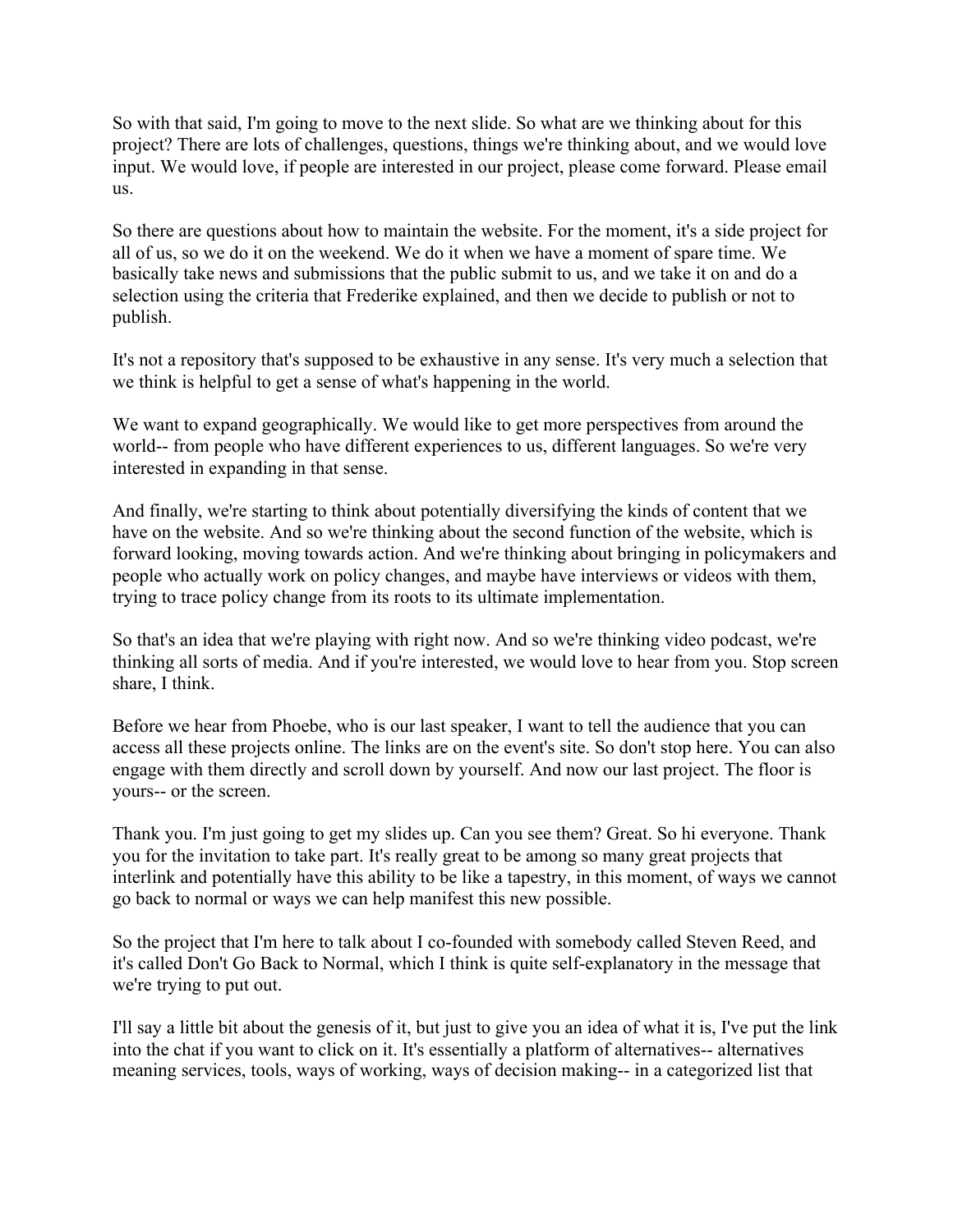So with that said, I'm going to move to the next slide. So what are we thinking about for this project? There are lots of challenges, questions, things we're thinking about, and we would love input. We would love, if people are interested in our project, please come forward. Please email us.

So there are questions about how to maintain the website. For the moment, it's a side project for all of us, so we do it on the weekend. We do it when we have a moment of spare time. We basically take news and submissions that the public submit to us, and we take it on and do a selection using the criteria that Frederike explained, and then we decide to publish or not to publish.

It's not a repository that's supposed to be exhaustive in any sense. It's very much a selection that we think is helpful to get a sense of what's happening in the world.

We want to expand geographically. We would like to get more perspectives from around the world-- from people who have different experiences to us, different languages. So we're very interested in expanding in that sense.

And finally, we're starting to think about potentially diversifying the kinds of content that we have on the website. And so we're thinking about the second function of the website, which is forward looking, moving towards action. And we're thinking about bringing in policymakers and people who actually work on policy changes, and maybe have interviews or videos with them, trying to trace policy change from its roots to its ultimate implementation.

So that's an idea that we're playing with right now. And so we're thinking video podcast, we're thinking all sorts of media. And if you're interested, we would love to hear from you. Stop screen share, I think.

Before we hear from Phoebe, who is our last speaker, I want to tell the audience that you can access all these projects online. The links are on the event's site. So don't stop here. You can also engage with them directly and scroll down by yourself. And now our last project. The floor is yours-- or the screen.

Thank you. I'm just going to get my slides up. Can you see them? Great. So hi everyone. Thank you for the invitation to take part. It's really great to be among so many great projects that interlink and potentially have this ability to be like a tapestry, in this moment, of ways we cannot go back to normal or ways we can help manifest this new possible.

So the project that I'm here to talk about I co-founded with somebody called Steven Reed, and it's called Don't Go Back to Normal, which I think is quite self-explanatory in the message that we're trying to put out.

I'll say a little bit about the genesis of it, but just to give you an idea of what it is, I've put the link into the chat if you want to click on it. It's essentially a platform of alternatives-- alternatives meaning services, tools, ways of working, ways of decision making-- in a categorized list that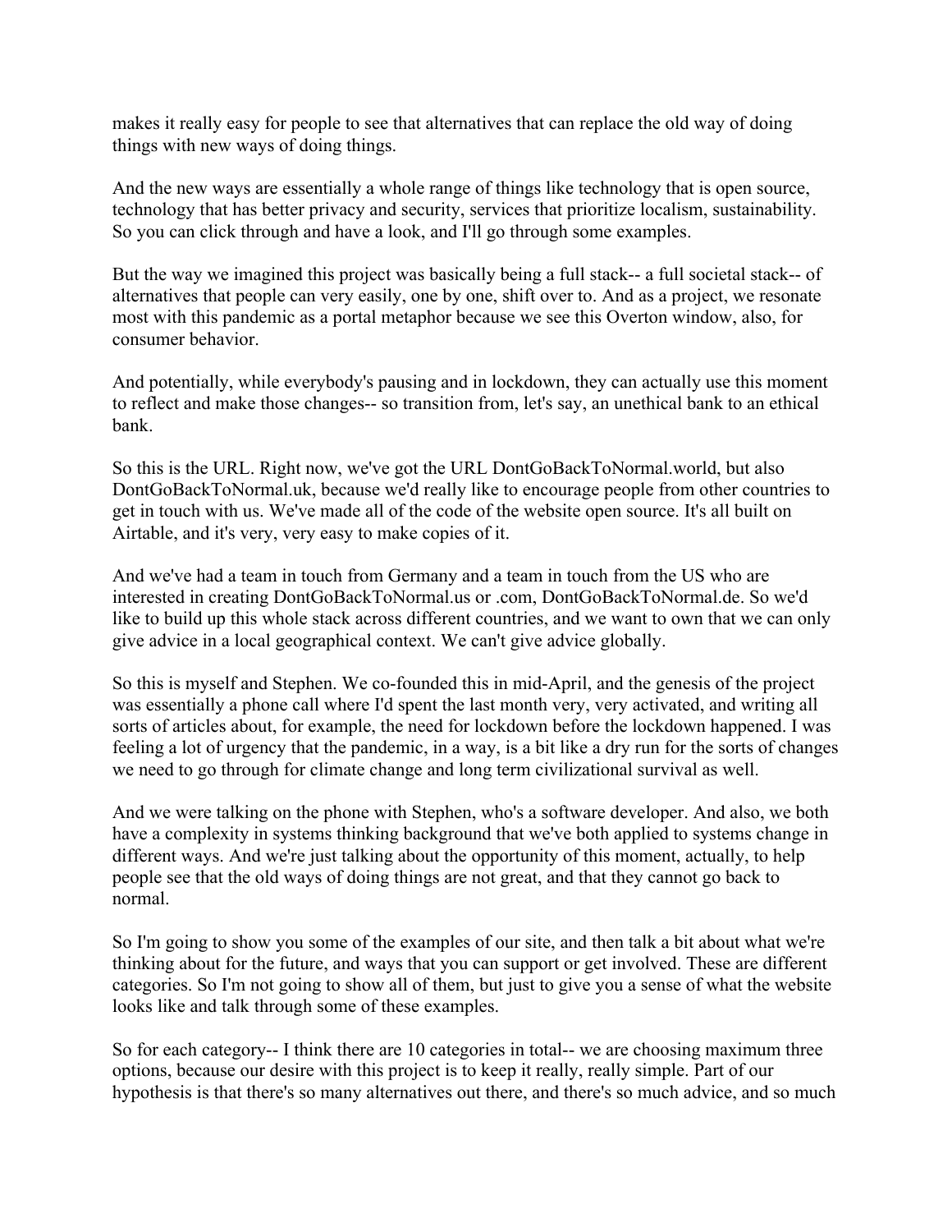makes it really easy for people to see that alternatives that can replace the old way of doing things with new ways of doing things.

And the new ways are essentially a whole range of things like technology that is open source, technology that has better privacy and security, services that prioritize localism, sustainability. So you can click through and have a look, and I'll go through some examples.

But the way we imagined this project was basically being a full stack-- a full societal stack-- of alternatives that people can very easily, one by one, shift over to. And as a project, we resonate most with this pandemic as a portal metaphor because we see this Overton window, also, for consumer behavior.

And potentially, while everybody's pausing and in lockdown, they can actually use this moment to reflect and make those changes-- so transition from, let's say, an unethical bank to an ethical bank.

So this is the URL. Right now, we've got the URL DontGoBackToNormal.world, but also DontGoBackToNormal.uk, because we'd really like to encourage people from other countries to get in touch with us. We've made all of the code of the website open source. It's all built on Airtable, and it's very, very easy to make copies of it.

And we've had a team in touch from Germany and a team in touch from the US who are interested in creating DontGoBackToNormal.us or .com, DontGoBackToNormal.de. So we'd like to build up this whole stack across different countries, and we want to own that we can only give advice in a local geographical context. We can't give advice globally.

So this is myself and Stephen. We co-founded this in mid-April, and the genesis of the project was essentially a phone call where I'd spent the last month very, very activated, and writing all sorts of articles about, for example, the need for lockdown before the lockdown happened. I was feeling a lot of urgency that the pandemic, in a way, is a bit like a dry run for the sorts of changes we need to go through for climate change and long term civilizational survival as well.

And we were talking on the phone with Stephen, who's a software developer. And also, we both have a complexity in systems thinking background that we've both applied to systems change in different ways. And we're just talking about the opportunity of this moment, actually, to help people see that the old ways of doing things are not great, and that they cannot go back to normal.

So I'm going to show you some of the examples of our site, and then talk a bit about what we're thinking about for the future, and ways that you can support or get involved. These are different categories. So I'm not going to show all of them, but just to give you a sense of what the website looks like and talk through some of these examples.

So for each category-- I think there are 10 categories in total-- we are choosing maximum three options, because our desire with this project is to keep it really, really simple. Part of our hypothesis is that there's so many alternatives out there, and there's so much advice, and so much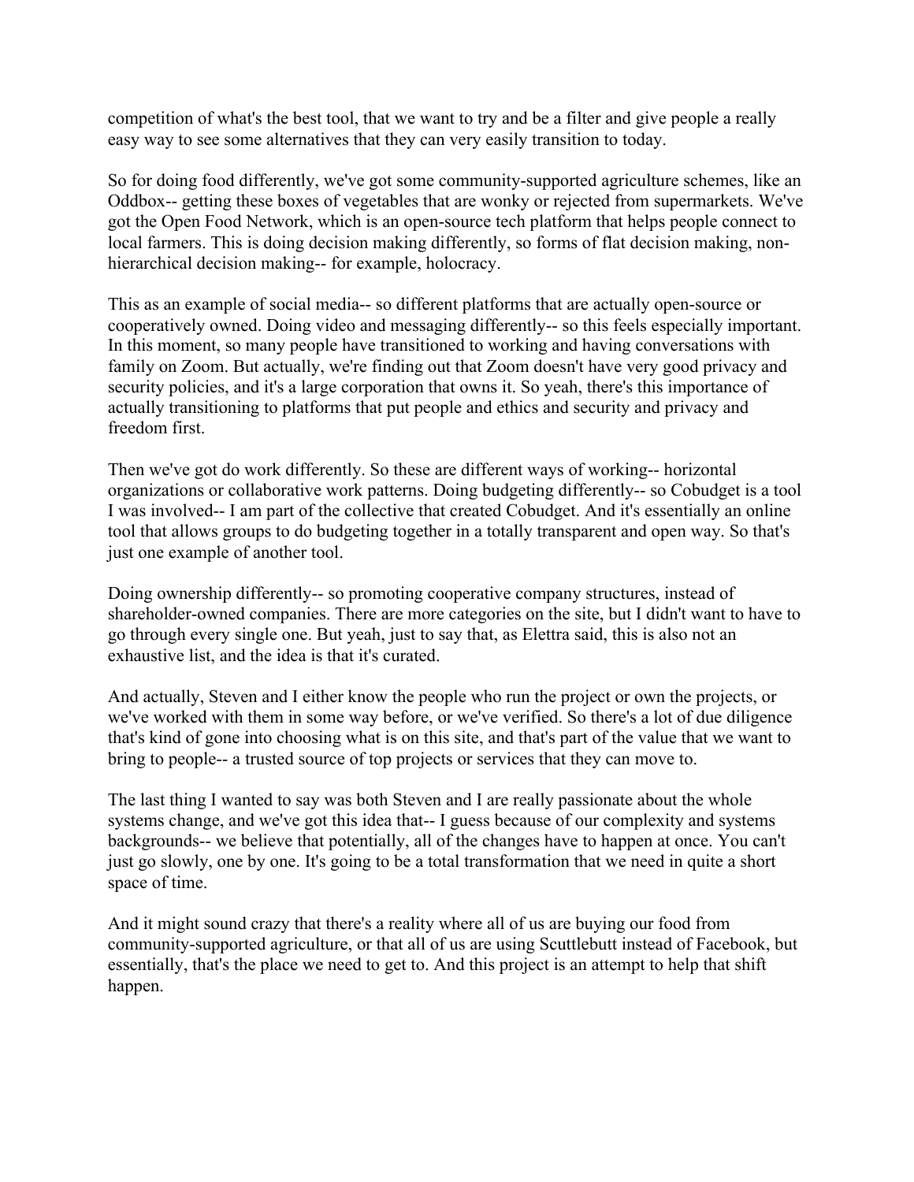competition of what's the best tool, that we want to try and be a filter and give people a really easy way to see some alternatives that they can very easily transition to today.

So for doing food differently, we've got some community-supported agriculture schemes, like an Oddbox-- getting these boxes of vegetables that are wonky or rejected from supermarkets. We've got the Open Food Network, which is an open-source tech platform that helps people connect to local farmers. This is doing decision making differently, so forms of flat decision making, non-hierarchical decision making-- for example, holocracy.

This as an example of social media-- so different platforms that are actually open-source or cooperatively owned. Doing video and messaging differently-- so this feels especially important. In this moment, so many people have transitioned to working and having conversations with family on Zoom. But actually, we're finding out that Zoom doesn't have very good privacy and security policies, and it's a large corporation that owns it. So yeah, there's this importance of actually transitioning to platforms that put people and ethics and security and privacy and freedom first.

Then we've got do work differently. So these are different ways of working-- horizontal organizations or collaborative work patterns. Doing budgeting differently-- so Cobudget is a tool I was involved-- I am part of the collective that created Cobudget. And it's essentially an online tool that allows groups to do budgeting together in a totally transparent and open way. So that's just one example of another tool.

Doing ownership differently-- so promoting cooperative company structures, instead of shareholder-owned companies. There are more categories on the site, but I didn't want to have to go through every single one. But yeah, just to say that, as Elettra said, this is also not an exhaustive list, and the idea is that it's curated.

And actually, Steven and I either know the people who run the project or own the projects, or we've worked with them in some way before, or we've verified. So there's a lot of due diligence that's kind of gone into choosing what is on this site, and that's part of the value that we want to bring to people-- a trusted source of top projects or services that they can move to.

The last thing I wanted to say was both Steven and I are really passionate about the whole systems change, and we've got this idea that-- I guess because of our complexity and systems backgrounds-- we believe that potentially, all of the changes have to happen at once. You can't just go slowly, one by one. It's going to be a total transformation that we need in quite a short space of time.

And it might sound crazy that there's a reality where all of us are buying our food from community-supported agriculture, or that all of us are using Scuttlebutt instead of Facebook, but essentially, that's the place we need to get to. And this project is an attempt to help that shift happen.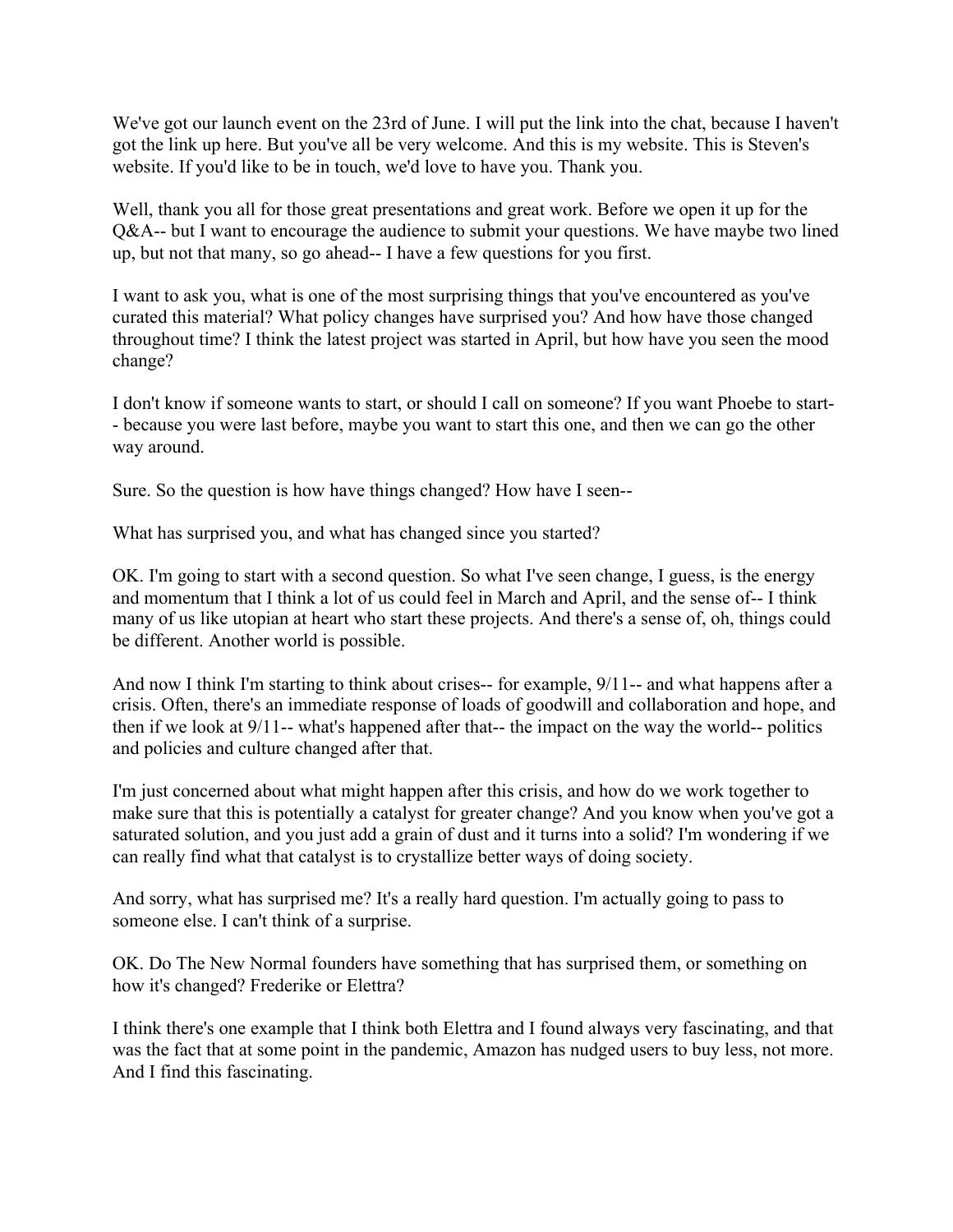We've got our launch event on the 23rd of June. I will put the link into the chat, because I haven't got the link up here. But you've all be very welcome. And this is my website. This is Steven's website. If you'd like to be in touch, we'd love to have you. Thank you.

Well, thank you all for those great presentations and great work. Before we open it up for the Q&A-- but I want to encourage the audience to submit your questions. We have maybe two lined up, but not that many, so go ahead-- I have a few questions for you first.

I want to ask you, what is one of the most surprising things that you've encountered as you've curated this material? What policy changes have surprised you? And how have those changed throughout time? I think the latest project was started in April, but how have you seen the mood change?

I don't know if someone wants to start, or should I call on someone? If you want Phoebe to start-- because you were last before, maybe you want to start this one, and then we can go the other way around.

Sure. So the question is how have things changed? How have I seen--

What has surprised you, and what has changed since you started?

OK. I'm going to start with a second question. So what I've seen change, I guess, is the energy and momentum that I think a lot of us could feel in March and April, and the sense of-- I think many of us like utopian at heart who start these projects. And there's a sense of, oh, things could be different. Another world is possible.

And now I think I'm starting to think about crises-- for example, 9/11-- and what happens after a crisis. Often, there's an immediate response of loads of goodwill and collaboration and hope, and then if we look at 9/11-- what's happened after that-- the impact on the way the world-- politics and policies and culture changed after that.

I'm just concerned about what might happen after this crisis, and how do we work together to make sure that this is potentially a catalyst for greater change? And you know when you've got a saturated solution, and you just add a grain of dust and it turns into a solid? I'm wondering if we can really find what that catalyst is to crystallize better ways of doing society.

And sorry, what has surprised me? It's a really hard question. I'm actually going to pass to someone else. I can't think of a surprise.

OK. Do The New Normal founders have something that has surprised them, or something on how it's changed? Frederike or Elettra?

I think there's one example that I think both Elettra and I found always very fascinating, and that was the fact that at some point in the pandemic, Amazon has nudged users to buy less, not more. And I find this fascinating.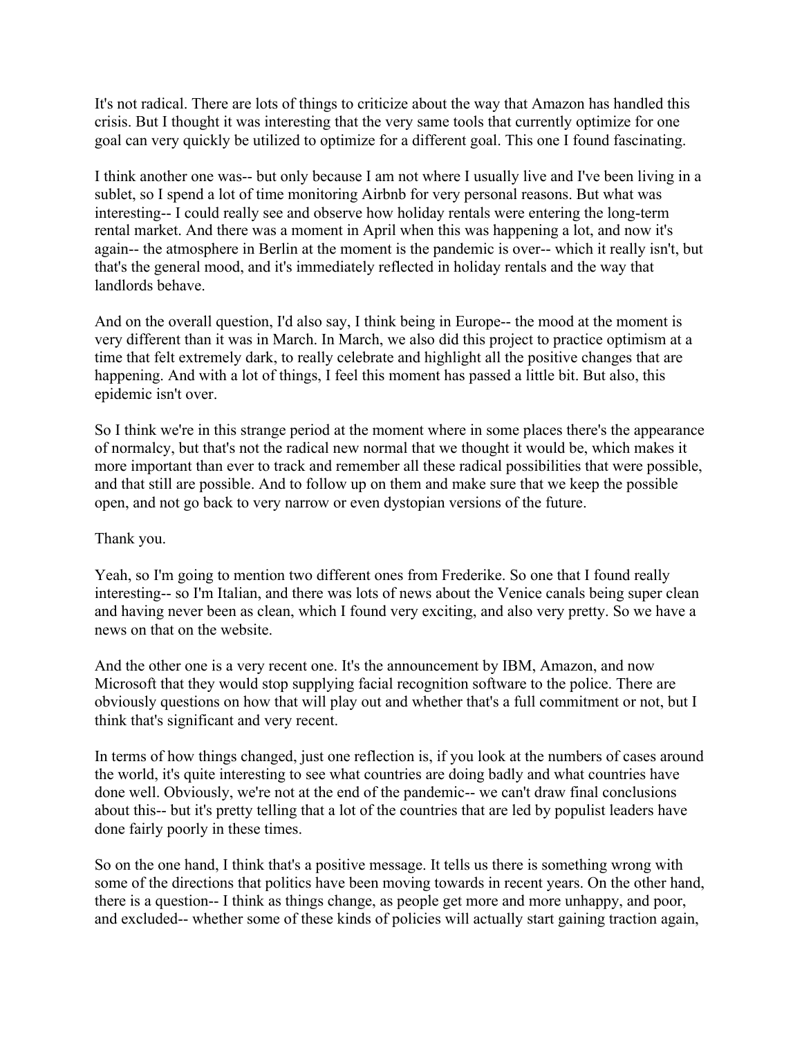It's not radical. There are lots of things to criticize about the way that Amazon has handled this crisis. But I thought it was interesting that the very same tools that currently optimize for one goal can very quickly be utilized to optimize for a different goal. This one I found fascinating.

I think another one was-- but only because I am not where I usually live and I've been living in a sublet, so I spend a lot of time monitoring Airbnb for very personal reasons. But what was interesting-- I could really see and observe how holiday rentals were entering the long-term rental market. And there was a moment in April when this was happening a lot, and now it's again-- the atmosphere in Berlin at the moment is the pandemic is over-- which it really isn't, but that's the general mood, and it's immediately reflected in holiday rentals and the way that landlords behave.

And on the overall question, I'd also say, I think being in Europe-- the mood at the moment is very different than it was in March. In March, we also did this project to practice optimism at a time that felt extremely dark, to really celebrate and highlight all the positive changes that are happening. And with a lot of things, I feel this moment has passed a little bit. But also, this epidemic isn't over.

So I think we're in this strange period at the moment where in some places there's the appearance of normalcy, but that's not the radical new normal that we thought it would be, which makes it more important than ever to track and remember all these radical possibilities that were possible, and that still are possible. And to follow up on them and make sure that we keep the possible open, and not go back to very narrow or even dystopian versions of the future.

Thank you.

Yeah, so I'm going to mention two different ones from Frederike. So one that I found really interesting-- so I'm Italian, and there was lots of news about the Venice canals being super clean and having never been as clean, which I found very exciting, and also very pretty. So we have a news on that on the website.

And the other one is a very recent one. It's the announcement by IBM, Amazon, and now Microsoft that they would stop supplying facial recognition software to the police. There are obviously questions on how that will play out and whether that's a full commitment or not, but I think that's significant and very recent.

In terms of how things changed, just one reflection is, if you look at the numbers of cases around the world, it's quite interesting to see what countries are doing badly and what countries have done well. Obviously, we're not at the end of the pandemic-- we can't draw final conclusions about this-- but it's pretty telling that a lot of the countries that are led by populist leaders have done fairly poorly in these times.

So on the one hand, I think that's a positive message. It tells us there is something wrong with some of the directions that politics have been moving towards in recent years. On the other hand, there is a question-- I think as things change, as people get more and more unhappy, and poor, and excluded-- whether some of these kinds of policies will actually start gaining traction again,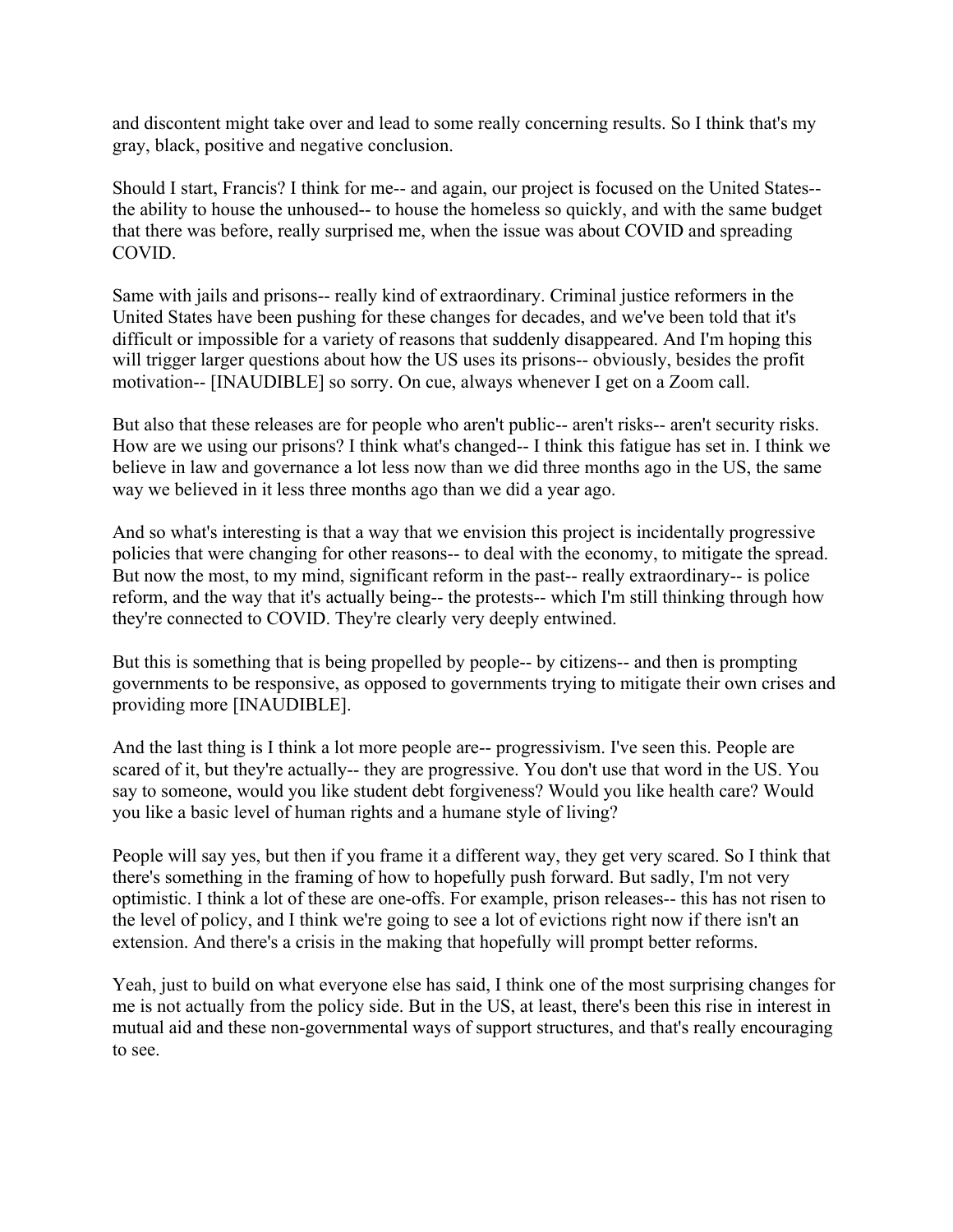and discontent might take over and lead to some really concerning results. So I think that's my gray, black, positive and negative conclusion.

Should I start, Francis? I think for me-- and again, our project is focused on the United States-- the ability to house the unhoused-- to house the homeless so quickly, and with the same budget that there was before, really surprised me, when the issue was about COVID and spreading COVID.

Same with jails and prisons-- really kind of extraordinary. Criminal justice reformers in the United States have been pushing for these changes for decades, and we've been told that it's difficult or impossible for a variety of reasons that suddenly disappeared. And I'm hoping this will trigger larger questions about how the US uses its prisons-- obviously, besides the profit motivation-- [INAUDIBLE] so sorry. On cue, always whenever I get on a Zoom call.

But also that these releases are for people who aren't public-- aren't risks-- aren't security risks. How are we using our prisons? I think what's changed-- I think this fatigue has set in. I think we believe in law and governance a lot less now than we did three months ago in the US, the same way we believed in it less three months ago than we did a year ago.

And so what's interesting is that a way that we envision this project is incidentally progressive policies that were changing for other reasons-- to deal with the economy, to mitigate the spread. But now the most, to my mind, significant reform in the past-- really extraordinary-- is police reform, and the way that it's actually being-- the protests-- which I'm still thinking through how they're connected to COVID. They're clearly very deeply entwined.

But this is something that is being propelled by people-- by citizens-- and then is prompting governments to be responsive, as opposed to governments trying to mitigate their own crises and providing more [INAUDIBLE].

And the last thing is I think a lot more people are-- progressivism. I've seen this. People are scared of it, but they're actually-- they are progressive. You don't use that word in the US. You say to someone, would you like student debt forgiveness? Would you like health care? Would you like a basic level of human rights and a humane style of living?

People will say yes, but then if you frame it a different way, they get very scared. So I think that there's something in the framing of how to hopefully push forward. But sadly, I'm not very optimistic. I think a lot of these are one-offs. For example, prison releases-- this has not risen to the level of policy, and I think we're going to see a lot of evictions right now if there isn't an extension. And there's a crisis in the making that hopefully will prompt better reforms.

Yeah, just to build on what everyone else has said, I think one of the most surprising changes for me is not actually from the policy side. But in the US, at least, there's been this rise in interest in mutual aid and these non-governmental ways of support structures, and that's really encouraging to see.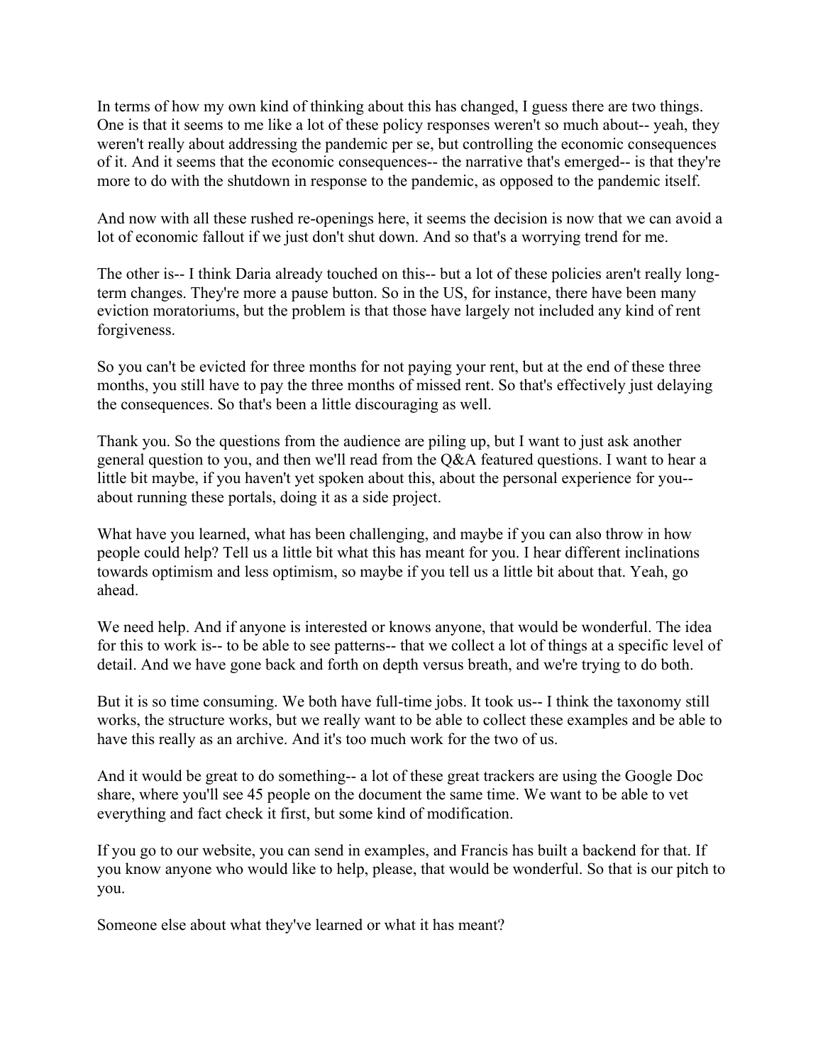In terms of how my own kind of thinking about this has changed, I guess there are two things. One is that it seems to me like a lot of these policy responses weren't so much about-- yeah, they weren't really about addressing the pandemic per se, but controlling the economic consequences of it. And it seems that the economic consequences-- the narrative that's emerged-- is that they're more to do with the shutdown in response to the pandemic, as opposed to the pandemic itself.

And now with all these rushed re-openings here, it seems the decision is now that we can avoid a lot of economic fallout if we just don't shut down. And so that's a worrying trend for me.

The other is-- I think Daria already touched on this-- but a lot of these policies aren't really long-term changes. They're more a pause button. So in the US, for instance, there have been many eviction moratoriums, but the problem is that those have largely not included any kind of rent forgiveness.

So you can't be evicted for three months for not paying your rent, but at the end of these three months, you still have to pay the three months of missed rent. So that's effectively just delaying the consequences. So that's been a little discouraging as well.

Thank you. So the questions from the audience are piling up, but I want to just ask another general question to you, and then we'll read from the Q&A featured questions. I want to hear a little bit maybe, if you haven't yet spoken about this, about the personal experience for you-- about running these portals, doing it as a side project.

What have you learned, what has been challenging, and maybe if you can also throw in how people could help? Tell us a little bit what this has meant for you. I hear different inclinations towards optimism and less optimism, so maybe if you tell us a little bit about that. Yeah, go ahead.

We need help. And if anyone is interested or knows anyone, that would be wonderful. The idea for this to work is-- to be able to see patterns-- that we collect a lot of things at a specific level of detail. And we have gone back and forth on depth versus breath, and we're trying to do both.

But it is so time consuming. We both have full-time jobs. It took us-- I think the taxonomy still works, the structure works, but we really want to be able to collect these examples and be able to have this really as an archive. And it's too much work for the two of us.

And it would be great to do something-- a lot of these great trackers are using the Google Doc share, where you'll see 45 people on the document the same time. We want to be able to vet everything and fact check it first, but some kind of modification.

If you go to our website, you can send in examples, and Francis has built a backend for that. If you know anyone who would like to help, please, that would be wonderful. So that is our pitch to you.

Someone else about what they've learned or what it has meant?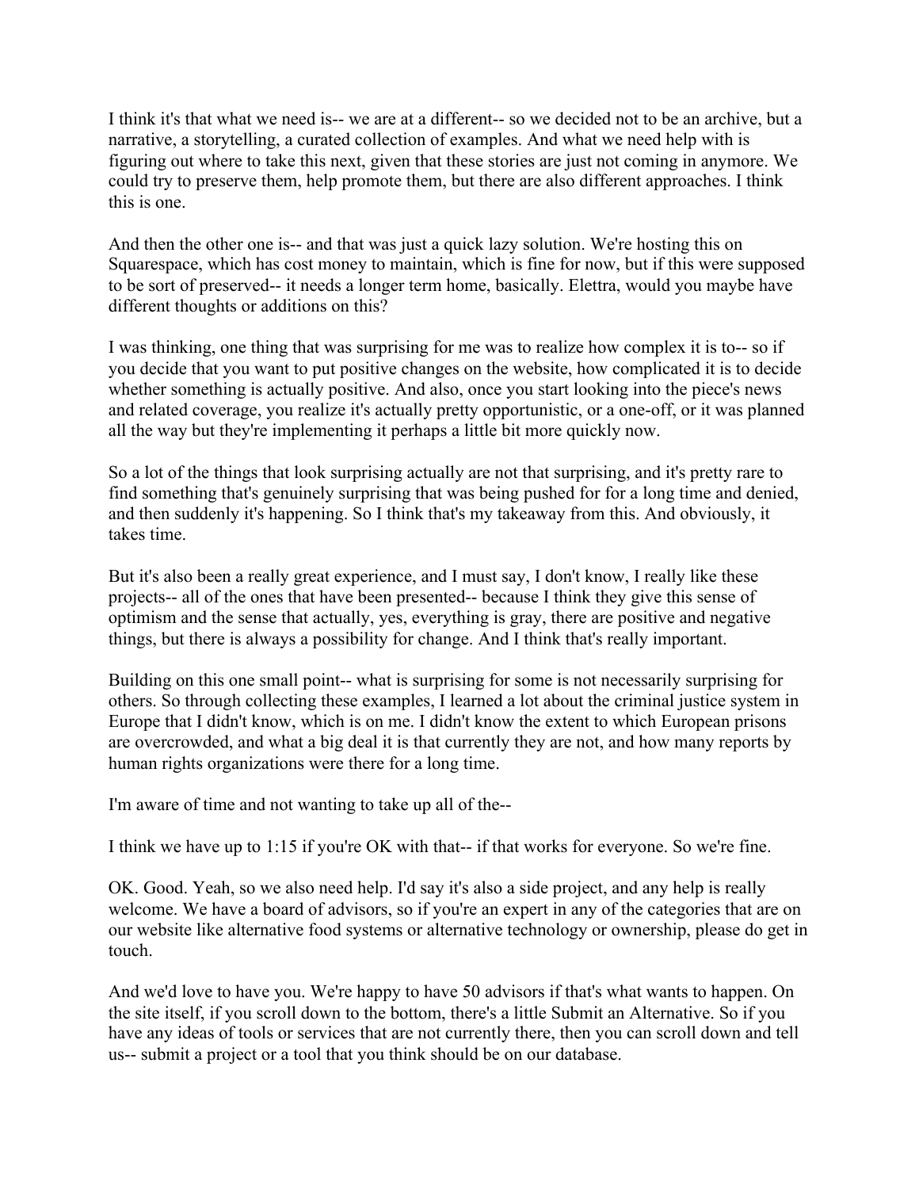I think it's that what we need is-- we are at a different-- so we decided not to be an archive, but a narrative, a storytelling, a curated collection of examples. And what we need help with is figuring out where to take this next, given that these stories are just not coming in anymore. We could try to preserve them, help promote them, but there are also different approaches. I think this is one.

And then the other one is-- and that was just a quick lazy solution. We're hosting this on Squarespace, which has cost money to maintain, which is fine for now, but if this were supposed to be sort of preserved-- it needs a longer term home, basically. Elettra, would you maybe have different thoughts or additions on this?

I was thinking, one thing that was surprising for me was to realize how complex it is to-- so if you decide that you want to put positive changes on the website, how complicated it is to decide whether something is actually positive. And also, once you start looking into the piece's news and related coverage, you realize it's actually pretty opportunistic, or a one-off, or it was planned all the way but they're implementing it perhaps a little bit more quickly now.

So a lot of the things that look surprising actually are not that surprising, and it's pretty rare to find something that's genuinely surprising that was being pushed for for a long time and denied, and then suddenly it's happening. So I think that's my takeaway from this. And obviously, it takes time.

But it's also been a really great experience, and I must say, I don't know, I really like these projects-- all of the ones that have been presented-- because I think they give this sense of optimism and the sense that actually, yes, everything is gray, there are positive and negative things, but there is always a possibility for change. And I think that's really important.

Building on this one small point-- what is surprising for some is not necessarily surprising for others. So through collecting these examples, I learned a lot about the criminal justice system in Europe that I didn't know, which is on me. I didn't know the extent to which European prisons are overcrowded, and what a big deal it is that currently they are not, and how many reports by human rights organizations were there for a long time.

I'm aware of time and not wanting to take up all of the--

I think we have up to 1:15 if you're OK with that-- if that works for everyone. So we're fine.

OK. Good. Yeah, so we also need help. I'd say it's also a side project, and any help is really welcome. We have a board of advisors, so if you're an expert in any of the categories that are on our website like alternative food systems or alternative technology or ownership, please do get in touch.

And we'd love to have you. We're happy to have 50 advisors if that's what wants to happen. On the site itself, if you scroll down to the bottom, there's a little Submit an Alternative. So if you have any ideas of tools or services that are not currently there, then you can scroll down and tell us-- submit a project or a tool that you think should be on our database.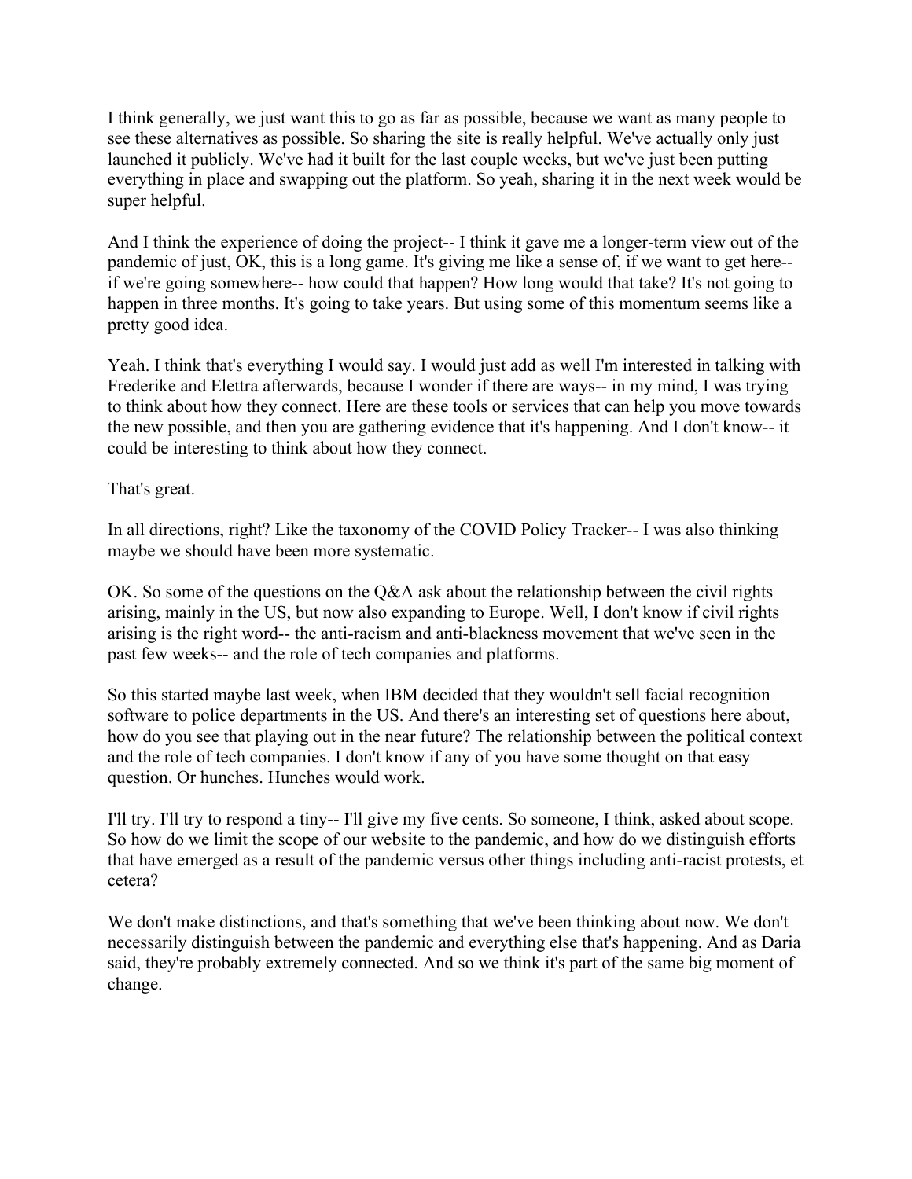I think generally, we just want this to go as far as possible, because we want as many people to see these alternatives as possible. So sharing the site is really helpful. We've actually only just launched it publicly. We've had it built for the last couple weeks, but we've just been putting everything in place and swapping out the platform. So yeah, sharing it in the next week would be super helpful.

And I think the experience of doing the project-- I think it gave me a longer-term view out of the pandemic of just, OK, this is a long game. It's giving me like a sense of, if we want to get here-- if we're going somewhere-- how could that happen? How long would that take? It's not going to happen in three months. It's going to take years. But using some of this momentum seems like a pretty good idea.

Yeah. I think that's everything I would say. I would just add as well I'm interested in talking with Frederike and Elettra afterwards, because I wonder if there are ways-- in my mind, I was trying to think about how they connect. Here are these tools or services that can help you move towards the new possible, and then you are gathering evidence that it's happening. And I don't know-- it could be interesting to think about how they connect.

That's great.

In all directions, right? Like the taxonomy of the COVID Policy Tracker-- I was also thinking maybe we should have been more systematic.

OK. So some of the questions on the Q&A ask about the relationship between the civil rights arising, mainly in the US, but now also expanding to Europe. Well, I don't know if civil rights arising is the right word-- the anti-racism and anti-blackness movement that we've seen in the past few weeks-- and the role of tech companies and platforms.

So this started maybe last week, when IBM decided that they wouldn't sell facial recognition software to police departments in the US. And there's an interesting set of questions here about, how do you see that playing out in the near future? The relationship between the political context and the role of tech companies. I don't know if any of you have some thought on that easy question. Or hunches. Hunches would work.

I'll try. I'll try to respond a tiny-- I'll give my five cents. So someone, I think, asked about scope. So how do we limit the scope of our website to the pandemic, and how do we distinguish efforts that have emerged as a result of the pandemic versus other things including anti-racist protests, et cetera?

We don't make distinctions, and that's something that we've been thinking about now. We don't necessarily distinguish between the pandemic and everything else that's happening. And as Daria said, they're probably extremely connected. And so we think it's part of the same big moment of change.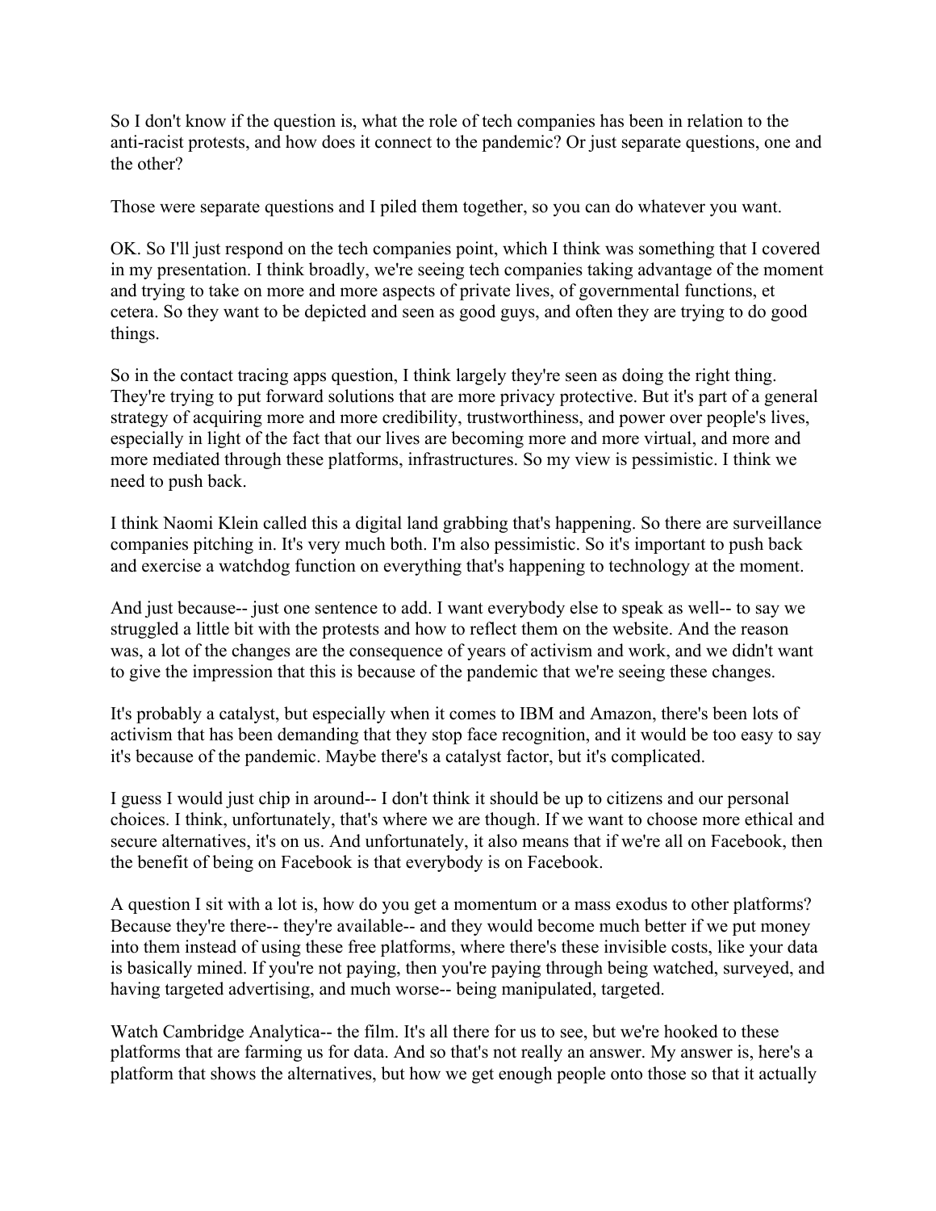So I don't know if the question is, what the role of tech companies has been in relation to the anti-racist protests, and how does it connect to the pandemic? Or just separate questions, one and the other?

Those were separate questions and I piled them together, so you can do whatever you want.

OK. So I'll just respond on the tech companies point, which I think was something that I covered in my presentation. I think broadly, we're seeing tech companies taking advantage of the moment and trying to take on more and more aspects of private lives, of governmental functions, et cetera. So they want to be depicted and seen as good guys, and often they are trying to do good things.

So in the contact tracing apps question, I think largely they're seen as doing the right thing. They're trying to put forward solutions that are more privacy protective. But it's part of a general strategy of acquiring more and more credibility, trustworthiness, and power over people's lives, especially in light of the fact that our lives are becoming more and more virtual, and more and more mediated through these platforms, infrastructures. So my view is pessimistic. I think we need to push back.

I think Naomi Klein called this a digital land grabbing that's happening. So there are surveillance companies pitching in. It's very much both. I'm also pessimistic. So it's important to push back and exercise a watchdog function on everything that's happening to technology at the moment.

And just because-- just one sentence to add. I want everybody else to speak as well-- to say we struggled a little bit with the protests and how to reflect them on the website. And the reason was, a lot of the changes are the consequence of years of activism and work, and we didn't want to give the impression that this is because of the pandemic that we're seeing these changes.

It's probably a catalyst, but especially when it comes to IBM and Amazon, there's been lots of activism that has been demanding that they stop face recognition, and it would be too easy to say it's because of the pandemic. Maybe there's a catalyst factor, but it's complicated.

I guess I would just chip in around-- I don't think it should be up to citizens and our personal choices. I think, unfortunately, that's where we are though. If we want to choose more ethical and secure alternatives, it's on us. And unfortunately, it also means that if we're all on Facebook, then the benefit of being on Facebook is that everybody is on Facebook.

A question I sit with a lot is, how do you get a momentum or a mass exodus to other platforms? Because they're there-- they're available-- and they would become much better if we put money into them instead of using these free platforms, where there's these invisible costs, like your data is basically mined. If you're not paying, then you're paying through being watched, surveyed, and having targeted advertising, and much worse-- being manipulated, targeted.

Watch Cambridge Analytica-- the film. It's all there for us to see, but we're hooked to these platforms that are farming us for data. And so that's not really an answer. My answer is, here's a platform that shows the alternatives, but how we get enough people onto those so that it actually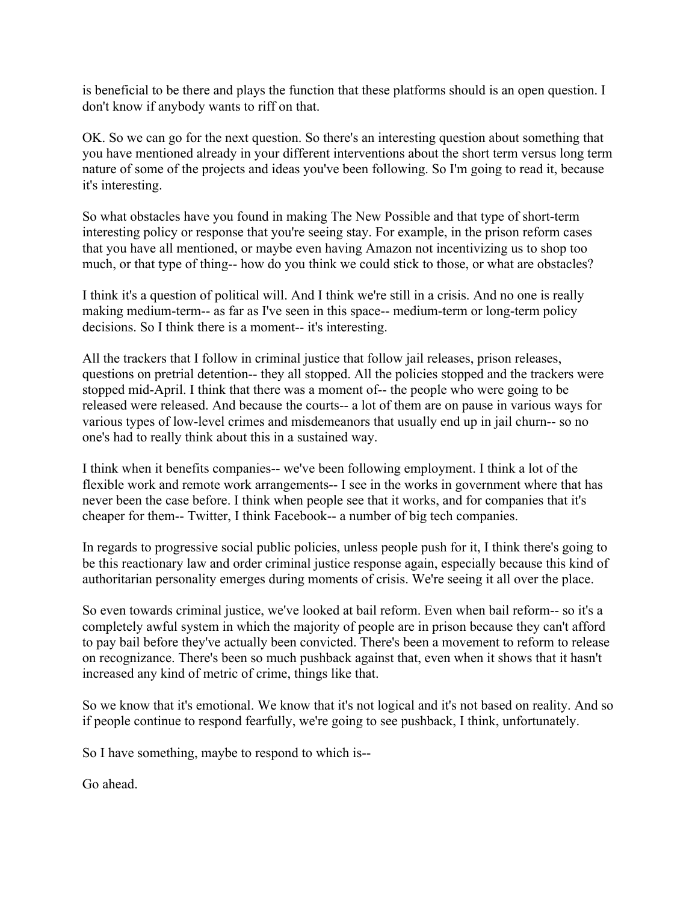is beneficial to be there and plays the function that these platforms should is an open question. I don't know if anybody wants to riff on that.

OK. So we can go for the next question. So there's an interesting question about something that you have mentioned already in your different interventions about the short term versus long term nature of some of the projects and ideas you've been following. So I'm going to read it, because it's interesting.

So what obstacles have you found in making The New Possible and that type of short-term interesting policy or response that you're seeing stay. For example, in the prison reform cases that you have all mentioned, or maybe even having Amazon not incentivizing us to shop too much, or that type of thing-- how do you think we could stick to those, or what are obstacles?

I think it's a question of political will. And I think we're still in a crisis. And no one is really making medium-term-- as far as I've seen in this space-- medium-term or long-term policy decisions. So I think there is a moment-- it's interesting.

All the trackers that I follow in criminal justice that follow jail releases, prison releases, questions on pretrial detention-- they all stopped. All the policies stopped and the trackers were stopped mid-April. I think that there was a moment of-- the people who were going to be released were released. And because the courts-- a lot of them are on pause in various ways for various types of low-level crimes and misdemeanors that usually end up in jail churn-- so no one's had to really think about this in a sustained way.

I think when it benefits companies-- we've been following employment. I think a lot of the flexible work and remote work arrangements-- I see in the works in government where that has never been the case before. I think when people see that it works, and for companies that it's cheaper for them-- Twitter, I think Facebook-- a number of big tech companies.

In regards to progressive social public policies, unless people push for it, I think there's going to be this reactionary law and order criminal justice response again, especially because this kind of authoritarian personality emerges during moments of crisis. We're seeing it all over the place.

So even towards criminal justice, we've looked at bail reform. Even when bail reform-- so it's a completely awful system in which the majority of people are in prison because they can't afford to pay bail before they've actually been convicted. There's been a movement to reform to release on recognizance. There's been so much pushback against that, even when it shows that it hasn't increased any kind of metric of crime, things like that.

So we know that it's emotional. We know that it's not logical and it's not based on reality. And so if people continue to respond fearfully, we're going to see pushback, I think, unfortunately.

So I have something, maybe to respond to which is--

Go ahead.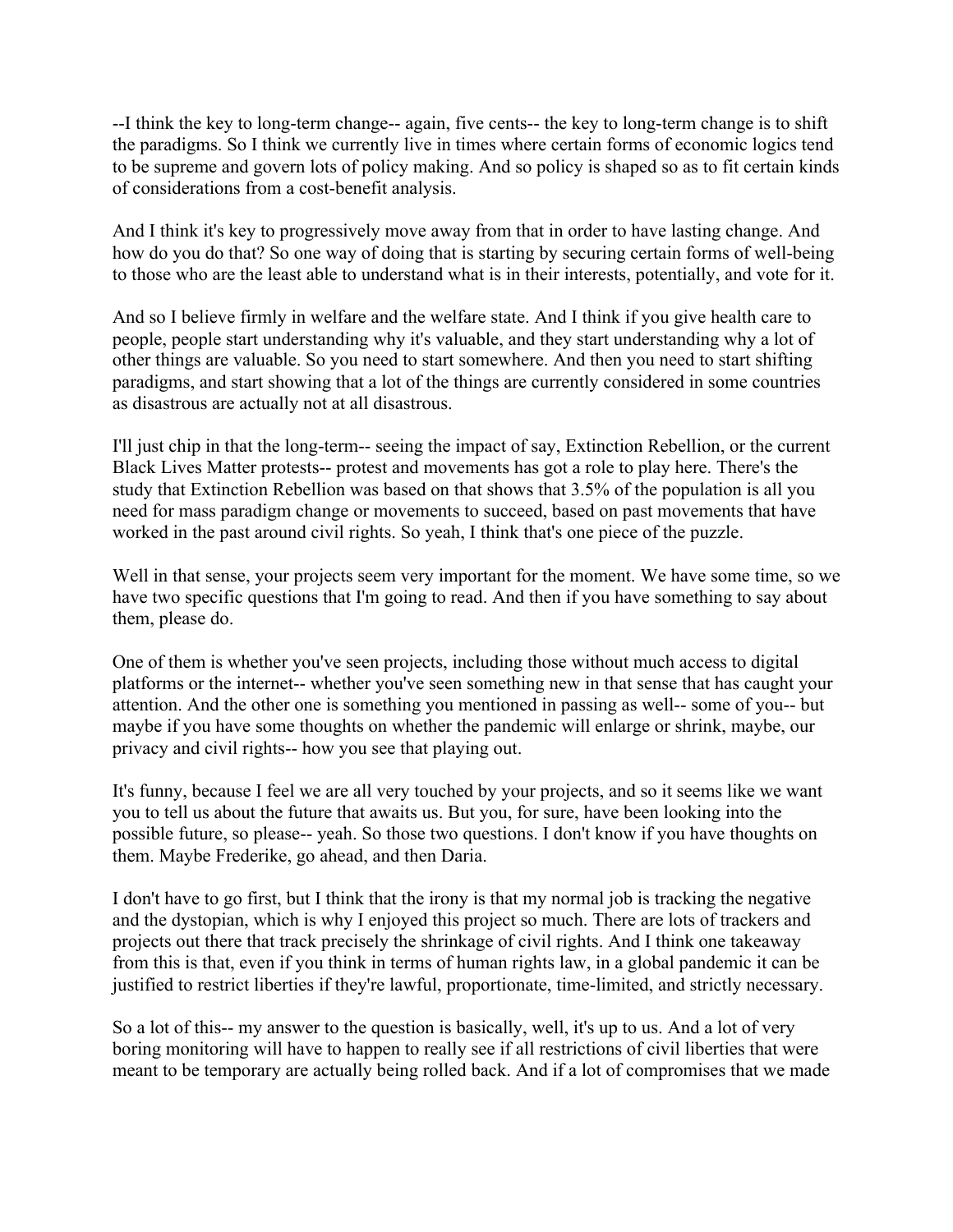--I think the key to long-term change-- again, five cents-- the key to long-term change is to shift the paradigms. So I think we currently live in times where certain forms of economic logics tend to be supreme and govern lots of policy making. And so policy is shaped so as to fit certain kinds of considerations from a cost-benefit analysis.

And I think it's key to progressively move away from that in order to have lasting change. And how do you do that? So one way of doing that is starting by securing certain forms of well-being to those who are the least able to understand what is in their interests, potentially, and vote for it.

And so I believe firmly in welfare and the welfare state. And I think if you give health care to people, people start understanding why it's valuable, and they start understanding why a lot of other things are valuable. So you need to start somewhere. And then you need to start shifting paradigms, and start showing that a lot of the things are currently considered in some countries as disastrous are actually not at all disastrous.

I'll just chip in that the long-term-- seeing the impact of say, Extinction Rebellion, or the current Black Lives Matter protests-- protest and movements has got a role to play here. There's the study that Extinction Rebellion was based on that shows that 3.5% of the population is all you need for mass paradigm change or movements to succeed, based on past movements that have worked in the past around civil rights. So yeah, I think that's one piece of the puzzle.

Well in that sense, your projects seem very important for the moment. We have some time, so we have two specific questions that I'm going to read. And then if you have something to say about them, please do.

One of them is whether you've seen projects, including those without much access to digital platforms or the internet-- whether you've seen something new in that sense that has caught your attention. And the other one is something you mentioned in passing as well-- some of you-- but maybe if you have some thoughts on whether the pandemic will enlarge or shrink, maybe, our privacy and civil rights-- how you see that playing out.

It's funny, because I feel we are all very touched by your projects, and so it seems like we want you to tell us about the future that awaits us. But you, for sure, have been looking into the possible future, so please-- yeah. So those two questions. I don't know if you have thoughts on them. Maybe Frederike, go ahead, and then Daria.

I don't have to go first, but I think that the irony is that my normal job is tracking the negative and the dystopian, which is why I enjoyed this project so much. There are lots of trackers and projects out there that track precisely the shrinkage of civil rights. And I think one takeaway from this is that, even if you think in terms of human rights law, in a global pandemic it can be justified to restrict liberties if they're lawful, proportionate, time-limited, and strictly necessary.

So a lot of this-- my answer to the question is basically, well, it's up to us. And a lot of very boring monitoring will have to happen to really see if all restrictions of civil liberties that were meant to be temporary are actually being rolled back. And if a lot of compromises that we made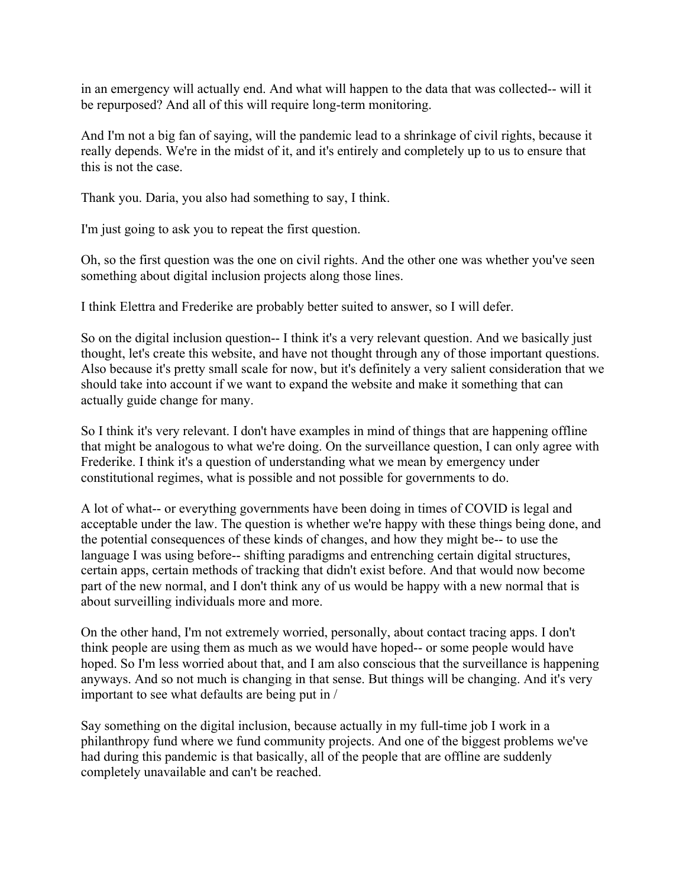in an emergency will actually end. And what will happen to the data that was collected-- will it be repurposed? And all of this will require long-term monitoring.

And I'm not a big fan of saying, will the pandemic lead to a shrinkage of civil rights, because it really depends. We're in the midst of it, and it's entirely and completely up to us to ensure that this is not the case.

Thank you. Daria, you also had something to say, I think.

I'm just going to ask you to repeat the first question.

Oh, so the first question was the one on civil rights. And the other one was whether you've seen something about digital inclusion projects along those lines.

I think Elettra and Frederike are probably better suited to answer, so I will defer.

So on the digital inclusion question-- I think it's a very relevant question. And we basically just thought, let's create this website, and have not thought through any of those important questions. Also because it's pretty small scale for now, but it's definitely a very salient consideration that we should take into account if we want to expand the website and make it something that can actually guide change for many.

So I think it's very relevant. I don't have examples in mind of things that are happening offline that might be analogous to what we're doing. On the surveillance question, I can only agree with Frederike. I think it's a question of understanding what we mean by emergency under constitutional regimes, what is possible and not possible for governments to do.

A lot of what-- or everything governments have been doing in times of COVID is legal and acceptable under the law. The question is whether we're happy with these things being done, and the potential consequences of these kinds of changes, and how they might be-- to use the language I was using before-- shifting paradigms and entrenching certain digital structures, certain apps, certain methods of tracking that didn't exist before. And that would now become part of the new normal, and I don't think any of us would be happy with a new normal that is about surveilling individuals more and more.

On the other hand, I'm not extremely worried, personally, about contact tracing apps. I don't think people are using them as much as we would have hoped-- or some people would have hoped. So I'm less worried about that, and I am also conscious that the surveillance is happening anyways. And so not much is changing in that sense. But things will be changing. And it's very important to see what defaults are being put in /

Say something on the digital inclusion, because actually in my full-time job I work in a philanthropy fund where we fund community projects. And one of the biggest problems we've had during this pandemic is that basically, all of the people that are offline are suddenly completely unavailable and can't be reached.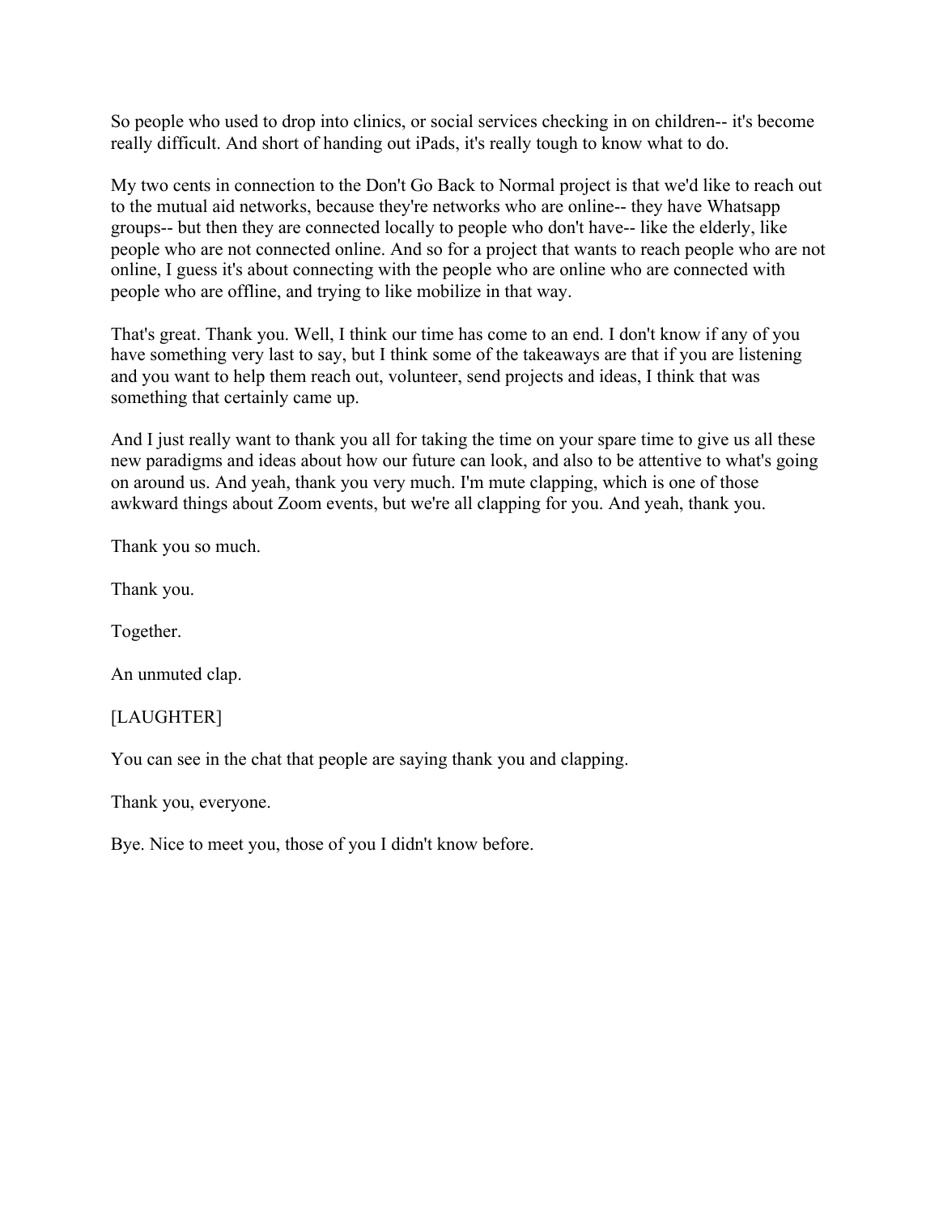So people who used to drop into clinics, or social services checking in on children-- it's become really difficult. And short of handing out iPads, it's really tough to know what to do.

My two cents in connection to the Don't Go Back to Normal project is that we'd like to reach out to the mutual aid networks, because they're networks who are online-- they have Whatsapp groups-- but then they are connected locally to people who don't have-- like the elderly, like people who are not connected online. And so for a project that wants to reach people who are not online, I guess it's about connecting with the people who are online who are connected with people who are offline, and trying to like mobilize in that way.

That's great. Thank you. Well, I think our time has come to an end. I don't know if any of you have something very last to say, but I think some of the takeaways are that if you are listening and you want to help them reach out, volunteer, send projects and ideas, I think that was something that certainly came up.

And I just really want to thank you all for taking the time on your spare time to give us all these new paradigms and ideas about how our future can look, and also to be attentive to what's going on around us. And yeah, thank you very much. I'm mute clapping, which is one of those awkward things about Zoom events, but we're all clapping for you. And yeah, thank you.

Thank you so much.

Thank you.

Together.

An unmuted clap.

[LAUGHTER]

You can see in the chat that people are saying thank you and clapping.

Thank you, everyone.

Bye. Nice to meet you, those of you I didn't know before.